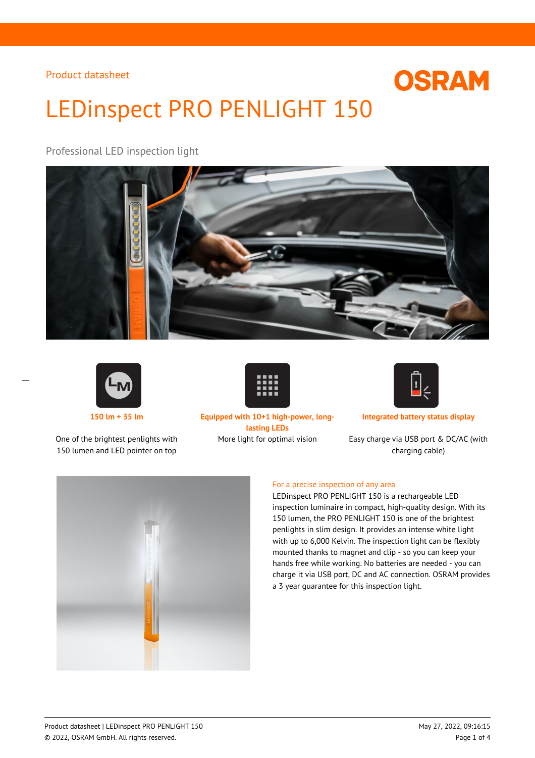Product datasheet

# LEDinspect PRO PENLIGHT 150

Professional LED inspection light

**150 lm + 35 lm**

One of the brightest penlights with 150 lumen and LED pointer on top

**Equipped with 10+1 high-power, long-lasting LEDs**

More light for optimal vision

**Integrated battery status display**

Easy charge via USB port & DC/AC (with charging cable)

## For a precise inspection of any area

LEDinspect PRO PENLIGHT 150 is a rechargeable LED inspection luminaire in compact, high-quality design. With its 150 lumen, the PRO PENLIGHT 150 is one of the brightest penlights in slim design. It provides an intense white light with up to 6,000 Kelvin. The inspection light can be flexibly mounted thanks to magnet and clip - so you can keep your hands free while working. No batteries are needed - you can charge it via USB port, DC and AC connection. OSRAM provides a 3 year guarantee for this inspection light.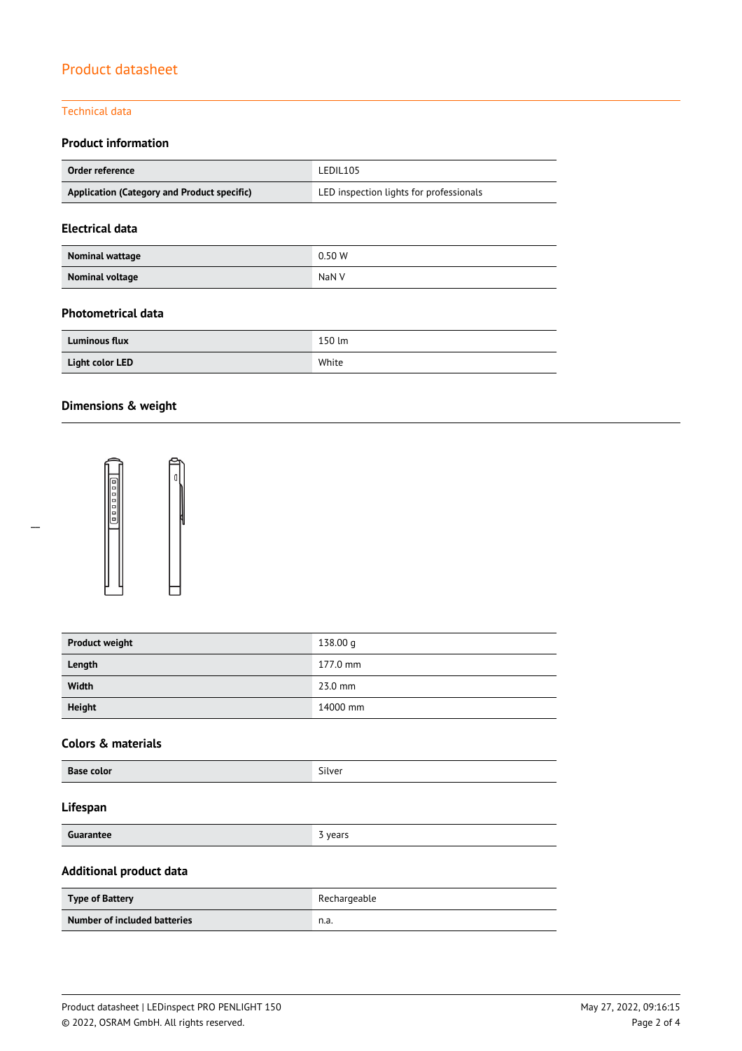# Product datasheet

## Technical data

### Product information

| Order reference | LEDIL105 |
|---|---|
| Application (Category and Product specific) | LED inspection lights for professionals |

### Electrical data

| Nominal wattage | 0.50 W |
|---|---|
| Nominal voltage | NaN V |

### Photometrical data

| Luminous flux | 150 lm |
|---|---|
| Light color LED | White |

### Dimensions & weight

| Product weight | 138.00 g |
|---|---|
| Length | 177.0 mm |
| Width | 23.0 mm |
| Height | 14000 mm |

### Colors & materials

| Base color | Silver |
|---|---|

### Lifespan

| Guarantee | 3 years |
|---|---|

### Additional product data

| Type of Battery | Rechargeable |
|---|---|
| Number of included batteries | n.a. |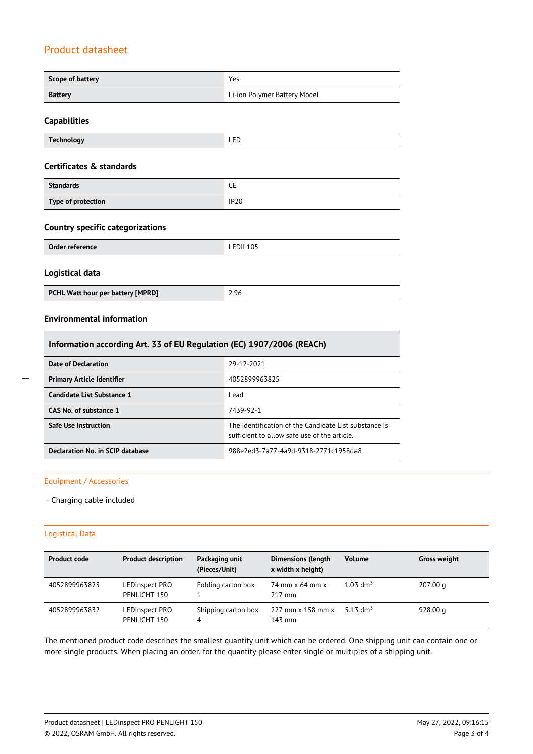# Product datasheet

| Scope of battery | Yes |
|---|---|
| Battery | Li-ion Polymer Battery Model |

## Capabilities

| Technology | LED |
|---|---|

## Certificates & standards

| Standards | CE |
|---|---|
| Type of protection | IP20 |

## Country specific categorizations

| Order reference | LEDIL105 |
|---|---|

## Logistical data

| PCHL Watt hour per battery [MPRD] | 2.96 |
|---|---|

## Environmental information

| Information according Art. 33 of EU Regulation (EC) 1907/2006 (REACh) | |
|---|---|
| Date of Declaration | 29-12-2021 |
| Primary Article Identifier | 4052899963825 |
| Candidate List Substance 1 | Lead |
| CAS No. of substance 1 | 7439-92-1 |
| Safe Use Instruction | The identification of the Candidate List substance is sufficient to allow safe use of the article. |
| Declaration No. in SCIP database | 988e2ed3-7a77-4a9d-9318-2771c1958da8 |

## Equipment / Accessories

– Charging cable included

## Logistical Data

| Product code | Product description | Packaging unit (Pieces/Unit) | Dimensions (length x width x height) | Volume | Gross weight |
|---|---|---|---|---|---|
| 4052899963825 | LEDinspect PRO PENLIGHT 150 | Folding carton box 1 | 74 mm x 64 mm x 217 mm | 1.03 $dm^3$ | 207.00 g |
| 4052899963832 | LEDinspect PRO PENLIGHT 150 | Shipping carton box 4 | 227 mm x 158 mm x 143 mm | 5.13 $dm^3$ | 928.00 g |

The mentioned product code describes the smallest quantity unit which can be ordered. One shipping unit can contain one or more single products. When placing an order, for the quantity please enter single or multiples of a shipping unit.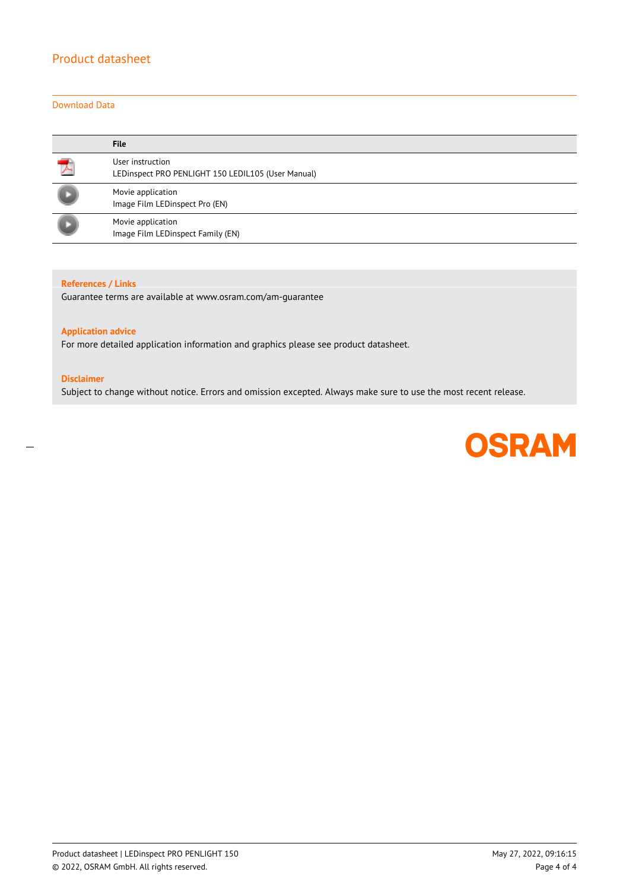## Download Data

| | File |
|---|---|
| | User instruction<br>LEDinspect PRO PENLIGHT 150 LEDIL105 (User Manual) |
| | Movie application<br>Image Film LEDinspect Pro (EN) |
| | Movie application<br>Image Film LEDinspect Family (EN) |

### References / Links

Guarantee terms are available at www.osram.com/am-guarantee

### Application advice

For more detailed application information and graphics please see product datasheet.

### Disclaimer

Subject to change without notice. Errors and omission excepted. Always make sure to use the most recent release.

OSRAM